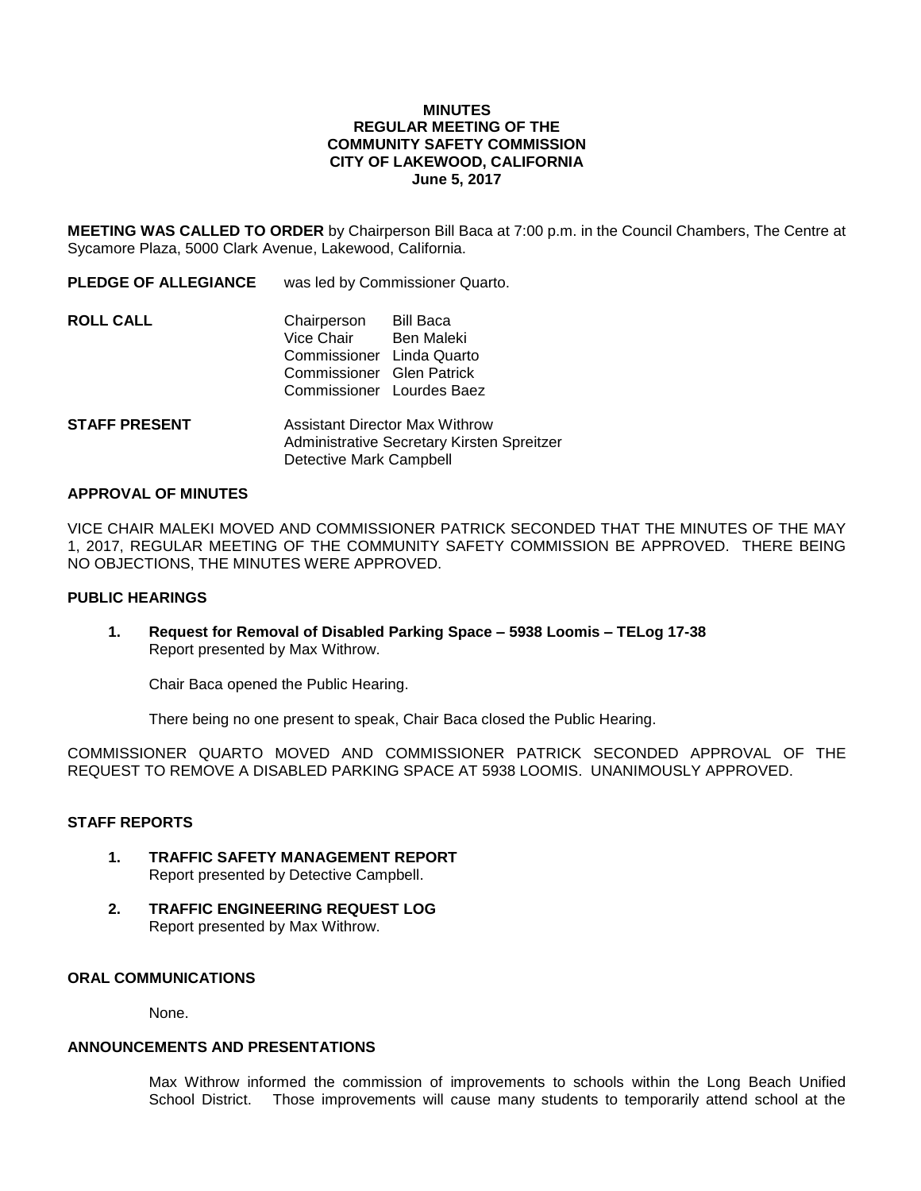# MINUTES
## REGULAR MEETING OF THE COMMUNITY SAFETY COMMISSION
## CITY OF LAKEWOOD, CALIFORNIA
## June 5, 2017

**MEETING WAS CALLED TO ORDER** by Chairperson Bill Baca at 7:00 p.m. in the Council Chambers, The Centre at Sycamore Plaza, 5000 Clark Avenue, Lakewood, California.

**PLEDGE OF ALLEGIANCE** was led by Commissioner Quarto.

**ROLL CALL**

| | |
|---|---|
| Chairperson | Bill Baca |
| Vice Chair | Ben Maleki |
| Commissioner | Linda Quarto |
| Commissioner | Glen Patrick |
| Commissioner | Lourdes Baez |

**STAFF PRESENT**

Assistant Director Max Withrow
Administrative Secretary Kirsten Spreitzer
Detective Mark Campbell

**APPROVAL OF MINUTES**

VICE CHAIR MALEKI MOVED AND COMMISSIONER PATRICK SECONDED THAT THE MINUTES OF THE MAY 1, 2017, REGULAR MEETING OF THE COMMUNITY SAFETY COMMISSION BE APPROVED. THERE BEING NO OBJECTIONS, THE MINUTES WERE APPROVED.

**PUBLIC HEARINGS**

1. **Request for Removal of Disabled Parking Space – 5938 Loomis – TELog 17-38**
   Report presented by Max Withrow.

   Chair Baca opened the Public Hearing.

   There being no one present to speak, Chair Baca closed the Public Hearing.

COMMISSIONER QUARTO MOVED AND COMMISSIONER PATRICK SECONDED APPROVAL OF THE REQUEST TO REMOVE A DISABLED PARKING SPACE AT 5938 LOOMIS. UNANIMOUSLY APPROVED.

**STAFF REPORTS**

1. **TRAFFIC SAFETY MANAGEMENT REPORT**
   Report presented by Detective Campbell.

2. **TRAFFIC ENGINEERING REQUEST LOG**
   Report presented by Max Withrow.

**ORAL COMMUNICATIONS**

None.

**ANNOUNCEMENTS AND PRESENTATIONS**

Max Withrow informed the commission of improvements to schools within the Long Beach Unified School District. Those improvements will cause many students to temporarily attend school at the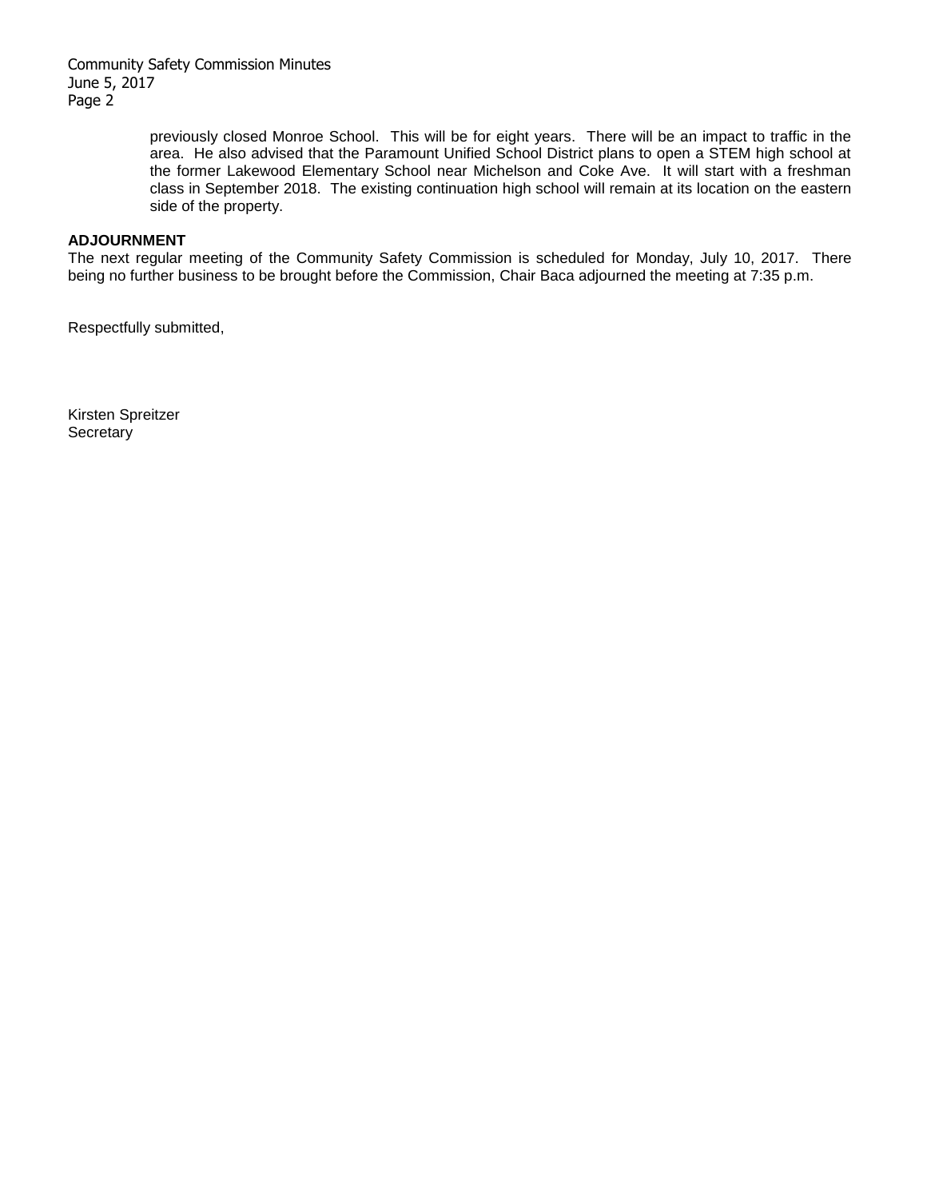previously closed Monroe School. This will be for eight years. There will be an impact to traffic in the area. He also advised that the Paramount Unified School District plans to open a STEM high school at the former Lakewood Elementary School near Michelson and Coke Ave. It will start with a freshman class in September 2018. The existing continuation high school will remain at its location on the eastern side of the property.

**ADJOURNMENT**

The next regular meeting of the Community Safety Commission is scheduled for Monday, July 10, 2017. There being no further business to be brought before the Commission, Chair Baca adjourned the meeting at 7:35 p.m.

Respectfully submitted,

Kirsten Spreitzer
Secretary